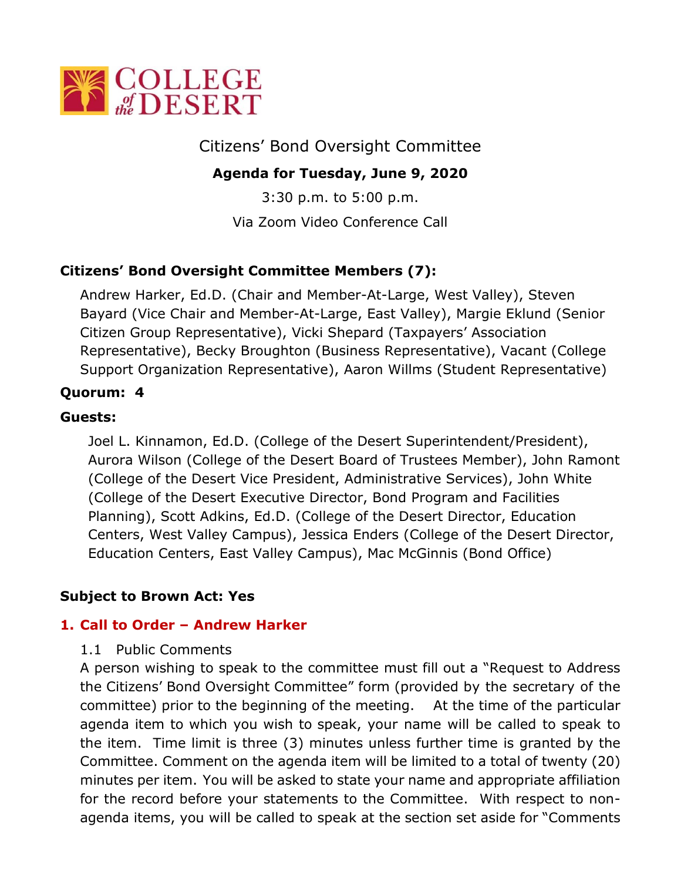# Citizens' Bond Oversight Committee

**Agenda for Tuesday, June 9, 2020**

3:30 p.m. to 5:00 p.m.

Via Zoom Video Conference Call

**Citizens' Bond Oversight Committee Members (7):**

Andrew Harker, Ed.D. (Chair and Member-At-Large, West Valley), Steven Bayard (Vice Chair and Member-At-Large, East Valley), Margie Eklund (Senior Citizen Group Representative), Vicki Shepard (Taxpayers' Association Representative), Becky Broughton (Business Representative), Vacant (College Support Organization Representative), Aaron Willms (Student Representative)

**Quorum: 4**

**Guests:**

Joel L. Kinnamon, Ed.D. (College of the Desert Superintendent/President), Aurora Wilson (College of the Desert Board of Trustees Member), John Ramont (College of the Desert Vice President, Administrative Services), John White (College of the Desert Executive Director, Bond Program and Facilities Planning), Scott Adkins, Ed.D. (College of the Desert Director, Education Centers, West Valley Campus), Jessica Enders (College of the Desert Director, Education Centers, East Valley Campus), Mac McGinnis (Bond Office)

**Subject to Brown Act: Yes**

## 1. Call to Order – Andrew Harker

1.1 Public Comments

A person wishing to speak to the committee must fill out a "Request to Address the Citizens' Bond Oversight Committee" form (provided by the secretary of the committee) prior to the beginning of the meeting. At the time of the particular agenda item to which you wish to speak, your name will be called to speak to the item. Time limit is three (3) minutes unless further time is granted by the Committee. Comment on the agenda item will be limited to a total of twenty (20) minutes per item. You will be asked to state your name and appropriate affiliation for the record before your statements to the Committee. With respect to non-agenda items, you will be called to speak at the section set aside for "Comments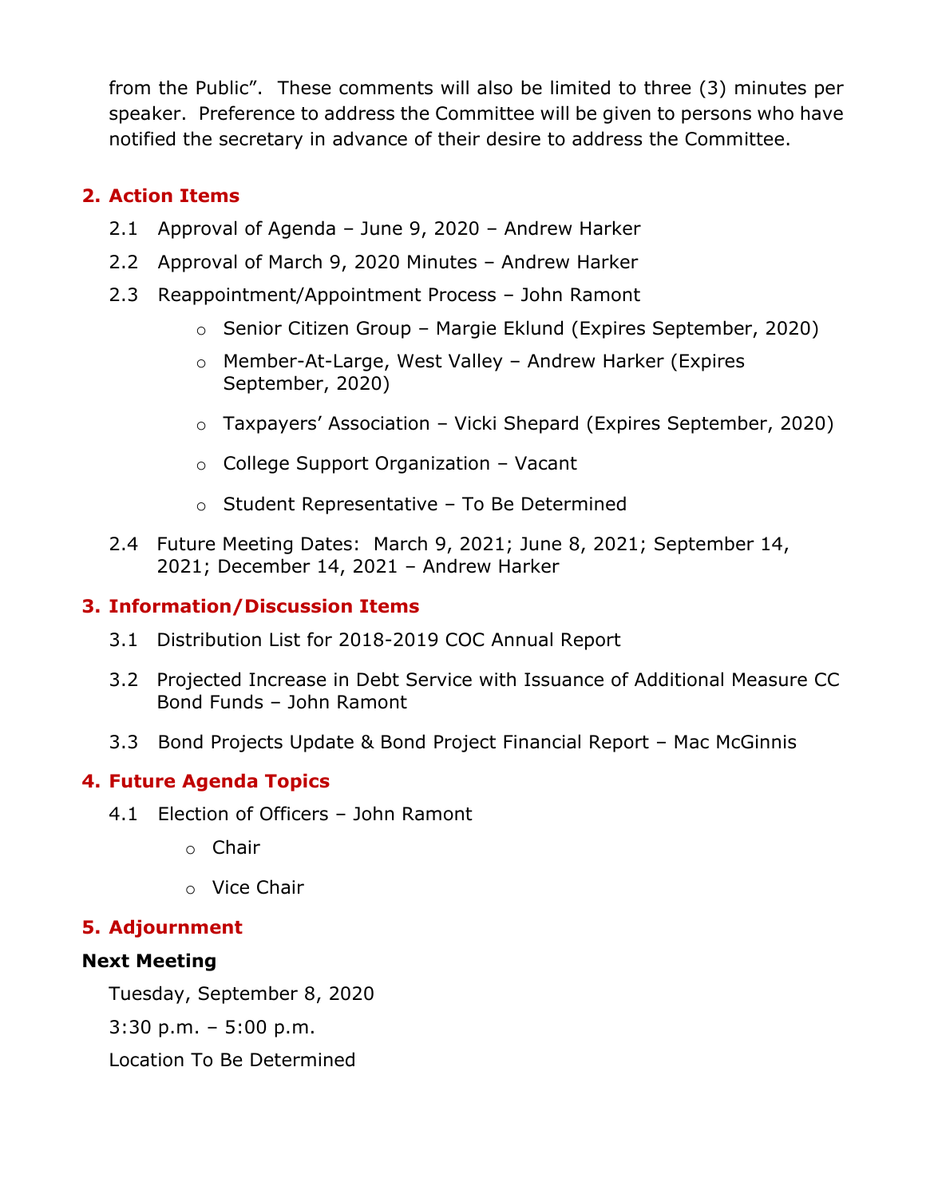from the Public". These comments will also be limited to three (3) minutes per speaker. Preference to address the Committee will be given to persons who have notified the secretary in advance of their desire to address the Committee.

## 2. Action Items

2.1 Approval of Agenda – June 9, 2020 – Andrew Harker

2.2 Approval of March 9, 2020 Minutes – Andrew Harker

2.3 Reappointment/Appointment Process – John Ramont

- Senior Citizen Group – Margie Eklund (Expires September, 2020)
- Member-At-Large, West Valley – Andrew Harker (Expires September, 2020)
- Taxpayers' Association – Vicki Shepard (Expires September, 2020)
- College Support Organization – Vacant
- Student Representative – To Be Determined

2.4 Future Meeting Dates: March 9, 2021; June 8, 2021; September 14, 2021; December 14, 2021 – Andrew Harker

## 3. Information/Discussion Items

3.1 Distribution List for 2018-2019 COC Annual Report

3.2 Projected Increase in Debt Service with Issuance of Additional Measure CC Bond Funds – John Ramont

3.3 Bond Projects Update & Bond Project Financial Report – Mac McGinnis

## 4. Future Agenda Topics

4.1 Election of Officers – John Ramont

- Chair
- Vice Chair

## 5. Adjournment

**Next Meeting**

Tuesday, September 8, 2020

3:30 p.m. – 5:00 p.m.

Location To Be Determined